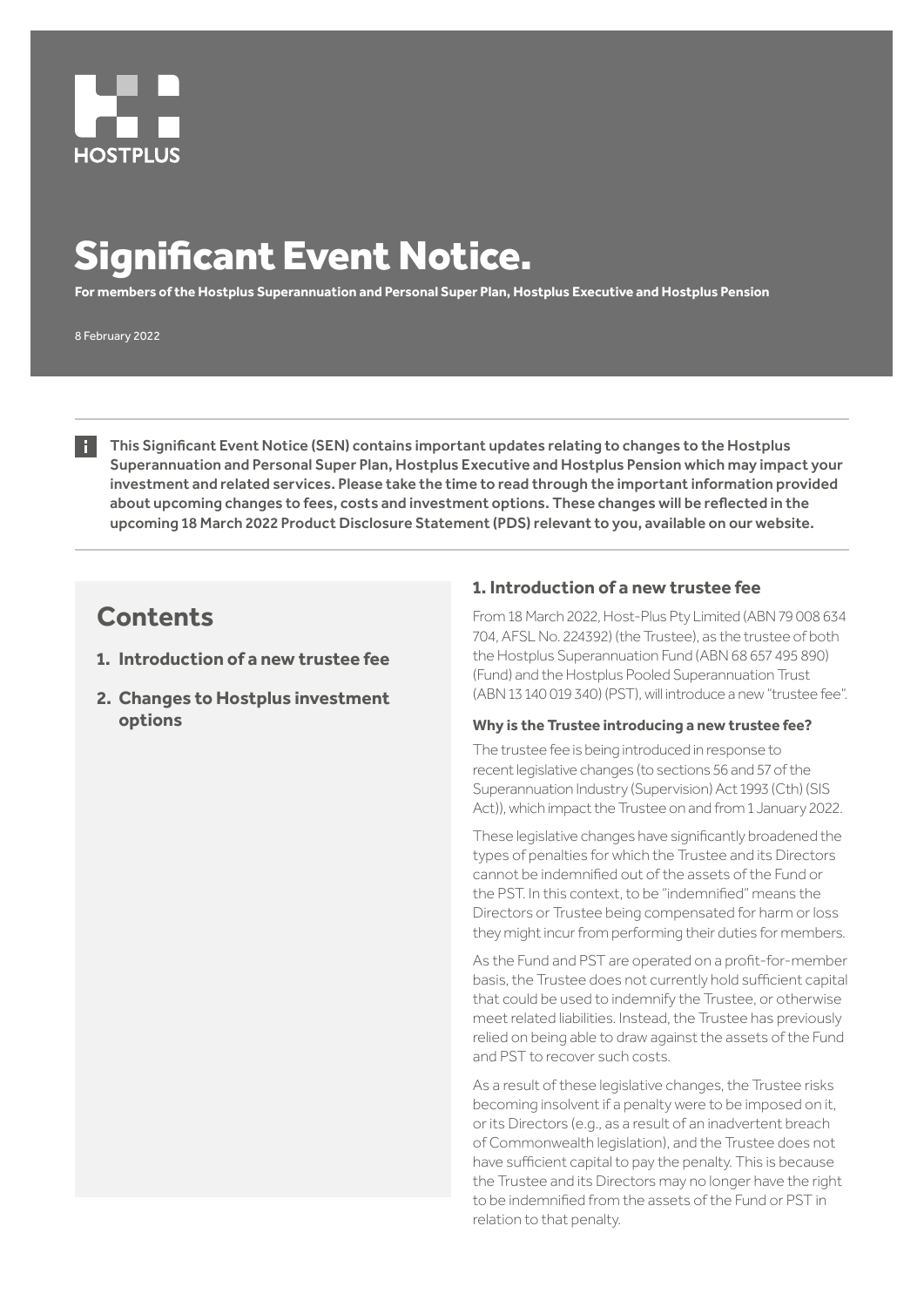HOSTPLUS

# Significant Event Notice.

**For members of the Hostplus Superannuation and Personal Super Plan, Hostplus Executive and Hostplus Pension**

8 February 2022

**This Significant Event Notice (SEN) contains important updates relating to changes to the Hostplus Superannuation and Personal Super Plan, Hostplus Executive and Hostplus Pension which may impact your investment and related services. Please take the time to read through the important information provided about upcoming changes to fees, costs and investment options. These changes will be reflected in the upcoming 18 March 2022 Product Disclosure Statement (PDS) relevant to you, available on our website.**

## Contents

1. **Introduction of a new trustee fee**
2. **Changes to Hostplus investment options**

## 1. Introduction of a new trustee fee

From 18 March 2022, Host-Plus Pty Limited (ABN 79 008 634 704, AFSL No. 224392) (the Trustee), as the trustee of both the Hostplus Superannuation Fund (ABN 68 657 495 890) (Fund) and the Hostplus Pooled Superannuation Trust (ABN 13 140 019 340) (PST), will introduce a new "trustee fee".

### Why is the Trustee introducing a new trustee fee?

The trustee fee is being introduced in response to recent legislative changes (to sections 56 and 57 of the Superannuation Industry (Supervision) Act 1993 (Cth) (SIS Act)), which impact the Trustee on and from 1 January 2022.

These legislative changes have significantly broadened the types of penalties for which the Trustee and its Directors cannot be indemnified out of the assets of the Fund or the PST. In this context, to be "indemnified" means the Directors or Trustee being compensated for harm or loss they might incur from performing their duties for members.

As the Fund and PST are operated on a profit-for-member basis, the Trustee does not currently hold sufficient capital that could be used to indemnify the Trustee, or otherwise meet related liabilities. Instead, the Trustee has previously relied on being able to draw against the assets of the Fund and PST to recover such costs.

As a result of these legislative changes, the Trustee risks becoming insolvent if a penalty were to be imposed on it, or its Directors (e.g., as a result of an inadvertent breach of Commonwealth legislation), and the Trustee does not have sufficient capital to pay the penalty. This is because the Trustee and its Directors may no longer have the right to be indemnified from the assets of the Fund or PST in relation to that penalty.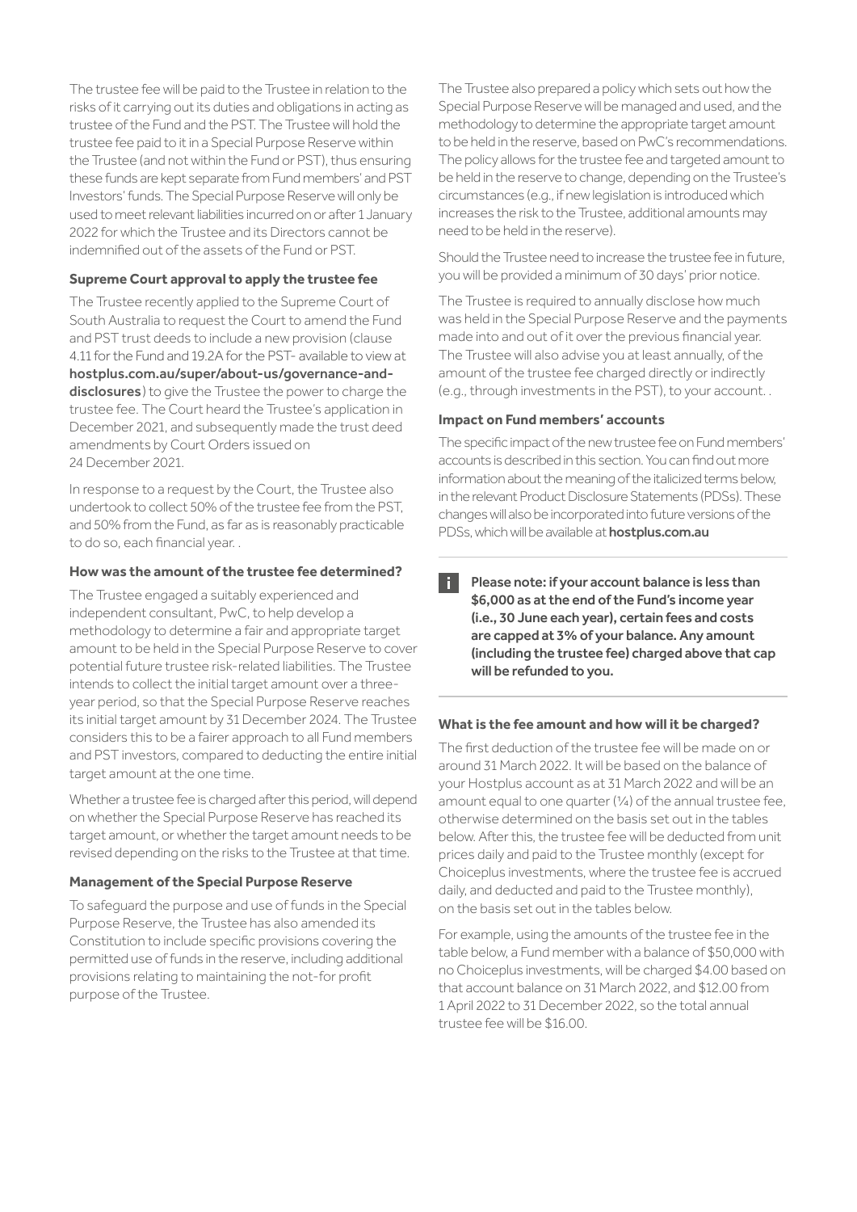The trustee fee will be paid to the Trustee in relation to the risks of it carrying out its duties and obligations in acting as trustee of the Fund and the PST. The Trustee will hold the trustee fee paid to it in a Special Purpose Reserve within the Trustee (and not within the Fund or PST), thus ensuring these funds are kept separate from Fund members' and PST Investors' funds. The Special Purpose Reserve will only be used to meet relevant liabilities incurred on or after 1 January 2022 for which the Trustee and its Directors cannot be indemnified out of the assets of the Fund or PST.

#### Supreme Court approval to apply the trustee fee

The Trustee recently applied to the Supreme Court of South Australia to request the Court to amend the Fund and PST trust deeds to include a new provision (clause 4.11 for the Fund and 19.2A for the PST- available to view at **hostplus.com.au/super/about-us/governance-and-disclosures**) to give the Trustee the power to charge the trustee fee. The Court heard the Trustee's application in December 2021, and subsequently made the trust deed amendments by Court Orders issued on 24 December 2021.

In response to a request by the Court, the Trustee also undertook to collect 50% of the trustee fee from the PST, and 50% from the Fund, as far as is reasonably practicable to do so, each financial year. .

#### How was the amount of the trustee fee determined?

The Trustee engaged a suitably experienced and independent consultant, PwC, to help develop a methodology to determine a fair and appropriate target amount to be held in the Special Purpose Reserve to cover potential future trustee risk-related liabilities. The Trustee intends to collect the initial target amount over a three-year period, so that the Special Purpose Reserve reaches its initial target amount by 31 December 2024. The Trustee considers this to be a fairer approach to all Fund members and PST investors, compared to deducting the entire initial target amount at the one time.

Whether a trustee fee is charged after this period, will depend on whether the Special Purpose Reserve has reached its target amount, or whether the target amount needs to be revised depending on the risks to the Trustee at that time.

#### Management of the Special Purpose Reserve

To safeguard the purpose and use of funds in the Special Purpose Reserve, the Trustee has also amended its Constitution to include specific provisions covering the permitted use of funds in the reserve, including additional provisions relating to maintaining the not-for profit purpose of the Trustee.

The Trustee also prepared a policy which sets out how the Special Purpose Reserve will be managed and used, and the methodology to determine the appropriate target amount to be held in the reserve, based on PwC's recommendations. The policy allows for the trustee fee and targeted amount to be held in the reserve to change, depending on the Trustee's circumstances (e.g., if new legislation is introduced which increases the risk to the Trustee, additional amounts may need to be held in the reserve).

Should the Trustee need to increase the trustee fee in future, you will be provided a minimum of 30 days' prior notice.

The Trustee is required to annually disclose how much was held in the Special Purpose Reserve and the payments made into and out of it over the previous financial year. The Trustee will also advise you at least annually, of the amount of the trustee fee charged directly or indirectly (e.g., through investments in the PST), to your account. .

#### Impact on Fund members' accounts

The specific impact of the new trustee fee on Fund members' accounts is described in this section. You can find out more information about the meaning of the italicized terms below, in the relevant Product Disclosure Statements (PDSs). These changes will also be incorporated into future versions of the PDSs, which will be available at **hostplus.com.au**

**Please note: if your account balance is less than $6,000 as at the end of the Fund's income year (i.e., 30 June each year), certain fees and costs are capped at 3% of your balance. Any amount (including the trustee fee) charged above that cap will be refunded to you.**

#### What is the fee amount and how will it be charged?

The first deduction of the trustee fee will be made on or around 31 March 2022. It will be based on the balance of your Hostplus account as at 31 March 2022 and will be an amount equal to one quarter (¼) of the annual trustee fee, otherwise determined on the basis set out in the tables below. After this, the trustee fee will be deducted from unit prices daily and paid to the Trustee monthly (except for Choiceplus investments, where the trustee fee is accrued daily, and deducted and paid to the Trustee monthly), on the basis set out in the tables below.

For example, using the amounts of the trustee fee in the table below, a Fund member with a balance of $50,000 with no Choiceplus investments, will be charged $4.00 based on that account balance on 31 March 2022, and $12.00 from 1 April 2022 to 31 December 2022, so the total annual trustee fee will be $16.00.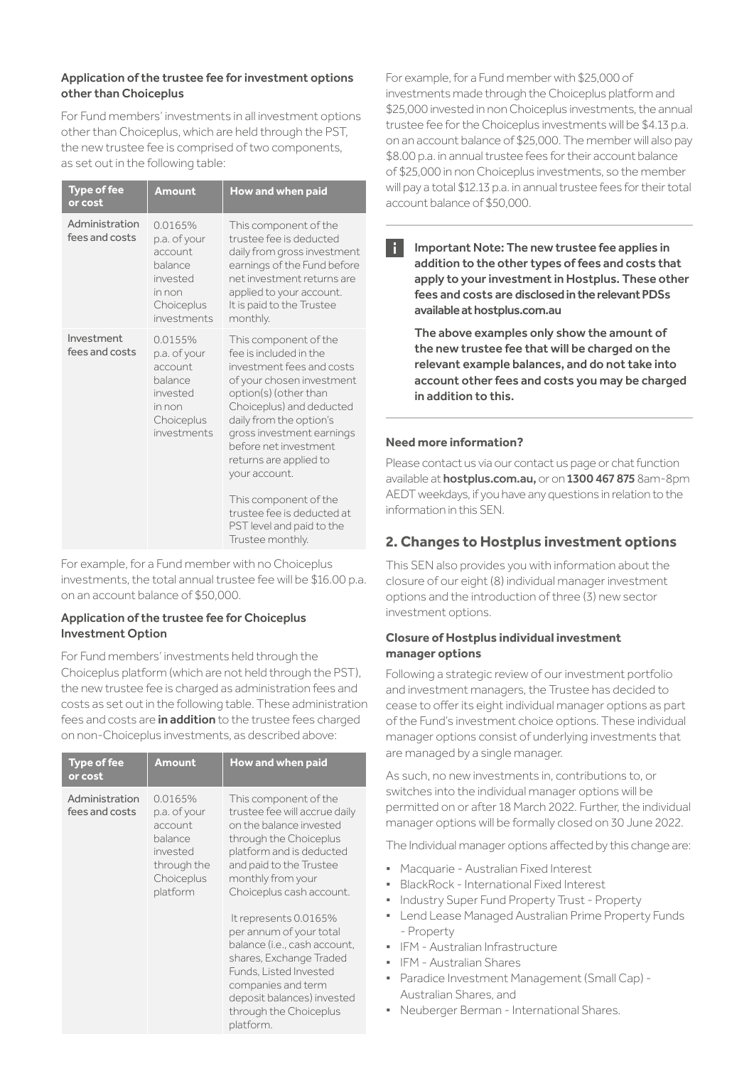### Application of the trustee fee for investment options other than Choiceplus

For Fund members' investments in all investment options other than Choiceplus, which are held through the PST, the new trustee fee is comprised of two components, as set out in the following table:

| Type of fee or cost | Amount | How and when paid |
|---|---|---|
| Administration fees and costs | 0.0165% p.a. of your account balance invested in non Choiceplus investments | This component of the trustee fee is deducted daily from gross investment earnings of the Fund before net investment returns are applied to your account. It is paid to the Trustee monthly. |
| Investment fees and costs | 0.0155% p.a. of your account balance invested in non Choiceplus investments | This component of the fee is included in the investment fees and costs of your chosen investment option(s) (other than Choiceplus) and deducted daily from the option's gross investment earnings before net investment returns are applied to your account.<br><br>This component of the trustee fee is deducted at PST level and paid to the Trustee monthly. |

For example, for a Fund member with no Choiceplus investments, the total annual trustee fee will be $16.00 p.a. on an account balance of $50,000.

### Application of the trustee fee for Choiceplus Investment Option

For Fund members' investments held through the Choiceplus platform (which are not held through the PST), the new trustee fee is charged as administration fees and costs as set out in the following table. These administration fees and costs are **in addition** to the trustee fees charged on non-Choiceplus investments, as described above:

| Type of fee or cost | Amount | How and when paid |
|---|---|---|
| Administration fees and costs | 0.0165% p.a. of your account balance invested through the Choiceplus platform | This component of the trustee fee will accrue daily on the balance invested through the Choiceplus platform and is deducted and paid to the Trustee monthly from your Choiceplus cash account.<br><br>It represents 0.0165% per annum of your total balance (i.e., cash account, shares, Exchange Traded Funds, Listed Invested companies and term deposit balances) invested through the Choiceplus platform. |

For example, for a Fund member with $25,000 of investments made through the Choiceplus platform and $25,000 invested in non Choiceplus investments, the annual trustee fee for the Choiceplus investments will be $4.13 p.a. on an account balance of $25,000. The member will also pay $8.00 p.a. in annual trustee fees for their account balance of $25,000 in non Choiceplus investments, so the member will pay a total $12.13 p.a. in annual trustee fees for their total account balance of $50,000.

**Important Note: The new trustee fee applies in addition to the other types of fees and costs that apply to your investment in Hostplus. These other fees and costs are disclosed in the relevant PDSs available at hostplus.com.au**

**The above examples only show the amount of the new trustee fee that will be charged on the relevant example balances, and do not take into account other fees and costs you may be charged in addition to this.**

### Need more information?

Please contact us via our contact us page or chat function available at **hostplus.com.au,** or on **1300 467 875** 8am-8pm AEDT weekdays, if you have any questions in relation to the information in this SEN.

## 2. Changes to Hostplus investment options

This SEN also provides you with information about the closure of our eight (8) individual manager investment options and the introduction of three (3) new sector investment options.

### Closure of Hostplus individual investment manager options

Following a strategic review of our investment portfolio and investment managers, the Trustee has decided to cease to offer its eight individual manager options as part of the Fund's investment choice options. These individual manager options consist of underlying investments that are managed by a single manager.

As such, no new investments in, contributions to, or switches into the individual manager options will be permitted on or after 18 March 2022. Further, the individual manager options will be formally closed on 30 June 2022.

The Individual manager options affected by this change are:

- Macquarie - Australian Fixed Interest
- BlackRock - International Fixed Interest
- Industry Super Fund Property Trust - Property
- Lend Lease Managed Australian Prime Property Funds - Property
- IFM - Australian Infrastructure
- IFM - Australian Shares
- Paradice Investment Management (Small Cap) - Australian Shares, and
- Neuberger Berman - International Shares.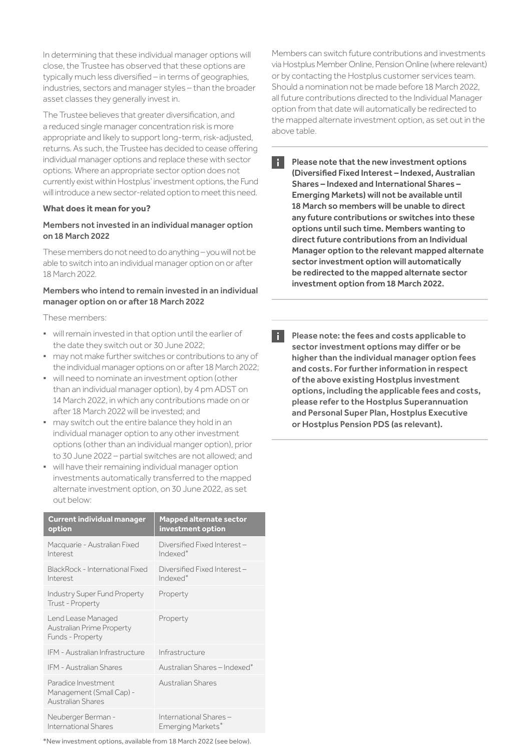In determining that these individual manager options will close, the Trustee has observed that these options are typically much less diversified – in terms of geographies, industries, sectors and manager styles – than the broader asset classes they generally invest in.

The Trustee believes that greater diversification, and a reduced single manager concentration risk is more appropriate and likely to support long-term, risk-adjusted, returns. As such, the Trustee has decided to cease offering individual manager options and replace these with sector options. Where an appropriate sector option does not currently exist within Hostplus' investment options, the Fund will introduce a new sector-related option to meet this need.

**What does it mean for you?**

### Members not invested in an individual manager option on 18 March 2022

These members do not need to do anything – you will not be able to switch into an individual manager option on or after 18 March 2022.

### Members who intend to remain invested in an individual manager option on or after 18 March 2022

These members:

- will remain invested in that option until the earlier of the date they switch out or 30 June 2022;
- may not make further switches or contributions to any of the individual manager options on or after 18 March 2022;
- will need to nominate an investment option (other than an individual manager option), by 4 pm ADST on 14 March 2022, in which any contributions made on or after 18 March 2022 will be invested; and
- may switch out the entire balance they hold in an individual manager option to any other investment options (other than an individual manger option), prior to 30 June 2022 – partial switches are not allowed; and
- will have their remaining individual manager option investments automatically transferred to the mapped alternate investment option, on 30 June 2022, as set out below:

| Current individual manager option | Mapped alternate sector investment option |
|---|---|
| Macquarie - Australian Fixed Interest | Diversified Fixed Interest – Indexed* |
| BlackRock - International Fixed Interest | Diversified Fixed Interest – Indexed* |
| Industry Super Fund Property Trust - Property | Property |
| Lend Lease Managed Australian Prime Property Funds - Property | Property |
| IFM - Australian Infrastructure | Infrastructure |
| IFM - Australian Shares | Australian Shares – Indexed* |
| Paradice Investment Management (Small Cap) - Australian Shares | Australian Shares |
| Neuberger Berman - International Shares | International Shares – Emerging Markets* |

*New investment options, available from 18 March 2022 (see below).

Members can switch future contributions and investments via Hostplus Member Online, Pension Online (where relevant) or by contacting the Hostplus customer services team. Should a nomination not be made before 18 March 2022, all future contributions directed to the Individual Manager option from that date will automatically be redirected to the mapped alternate investment option, as set out in the above table.

**Please note that the new investment options (Diversified Fixed Interest – Indexed, Australian Shares – Indexed and International Shares – Emerging Markets) will not be available until 18 March so members will be unable to direct any future contributions or switches into these options until such time. Members wanting to direct future contributions from an Individual Manager option to the relevant mapped alternate sector investment option will automatically be redirected to the mapped alternate sector investment option from 18 March 2022.**

**Please note: the fees and costs applicable to sector investment options may differ or be higher than the individual manager option fees and costs. For further information in respect of the above existing Hostplus investment options, including the applicable fees and costs, please refer to the Hostplus Superannuation and Personal Super Plan, Hostplus Executive or Hostplus Pension PDS (as relevant).**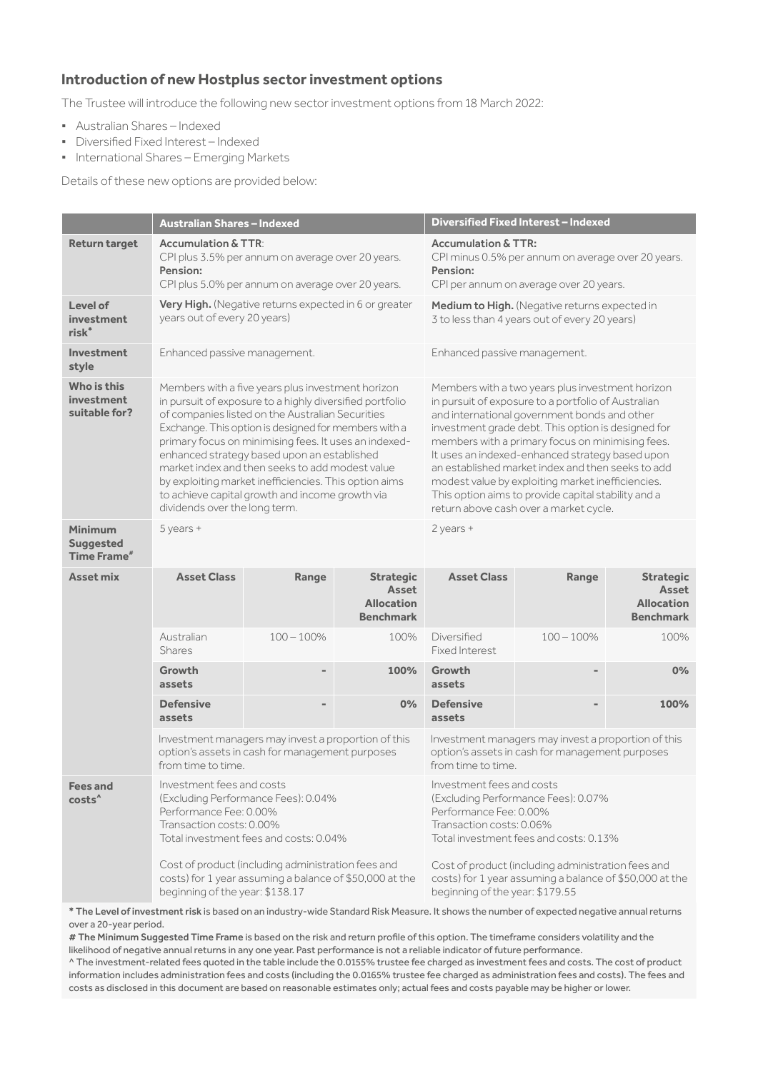## Introduction of new Hostplus sector investment options

The Trustee will introduce the following new sector investment options from 18 March 2022:

- Australian Shares – Indexed
- Diversified Fixed Interest – Indexed
- International Shares – Emerging Markets

Details of these new options are provided below:

| | Australian Shares – Indexed | | | Diversified Fixed Interest – Indexed | | |
|---|---|---|---|---|---|---|
| **Return target** | **Accumulation & TTR**: CPI plus 3.5% per annum on average over 20 years. **Pension:** CPI plus 5.0% per annum on average over 20 years. | | | **Accumulation & TTR:** CPI minus 0.5% per annum on average over 20 years. **Pension:** CPI per annum on average over 20 years. | | |
| **Level of investment risk*** | **Very High.** (Negative returns expected in 6 or greater years out of every 20 years) | | | **Medium to High.** (Negative returns expected in 3 to less than 4 years out of every 20 years) | | |
| **Investment style** | Enhanced passive management. | | | Enhanced passive management. | | |
| **Who is this investment suitable for?** | Members with a five years plus investment horizon in pursuit of exposure to a highly diversified portfolio of companies listed on the Australian Securities Exchange. This option is designed for members with a primary focus on minimising fees. It uses an indexed-enhanced strategy based upon an established market index and then seeks to add modest value by exploiting market inefficiencies. This option aims to achieve capital growth and income growth via dividends over the long term. | | | Members with a two years plus investment horizon in pursuit of exposure to a portfolio of Australian and international government bonds and other investment grade debt. This option is designed for members with a primary focus on minimising fees. It uses an indexed-enhanced strategy based upon an established market index and then seeks to add modest value by exploiting market inefficiencies. This option aims to provide capital stability and a return above cash over a market cycle. | | |
| **Minimum Suggested Time Frame#** | 5 years + | | | 2 years + | | |
| **Asset mix** | **Asset Class** | **Range** | **Strategic Asset Allocation Benchmark** | **Asset Class** | **Range** | **Strategic Asset Allocation Benchmark** |
| | Australian Shares | 100 – 100% | 100% | Diversified Fixed Interest | 100 – 100% | 100% |
| | **Growth assets** | - | **100%** | **Growth assets** | - | **0%** |
| | **Defensive assets** | - | **0%** | **Defensive assets** | - | **100%** |
| | Investment managers may invest a proportion of this option's assets in cash for management purposes from time to time. | | | Investment managers may invest a proportion of this option's assets in cash for management purposes from time to time. | | |
| **Fees and costs^** | Investment fees and costs (Excluding Performance Fees): 0.04%<br>Performance Fee: 0.00%<br>Transaction costs: 0.00%<br>Total investment fees and costs: 0.04%<br><br>Cost of product (including administration fees and costs) for 1 year assuming a balance of $50,000 at the beginning of the year: $138.17 | | | Investment fees and costs (Excluding Performance Fees): 0.07%<br>Performance Fee: 0.00%<br>Transaction costs: 0.06%<br>Total investment fees and costs: 0.13%<br><br>Cost of product (including administration fees and costs) for 1 year assuming a balance of $50,000 at the beginning of the year: $179.55 | | |

**\* The Level of investment risk** is based on an industry-wide Standard Risk Measure. It shows the number of expected negative annual returns over a 20-year period.

**# The Minimum Suggested Time Frame** is based on the risk and return profile of this option. The timeframe considers volatility and the likelihood of negative annual returns in any one year. Past performance is not a reliable indicator of future performance.

^ The investment-related fees quoted in the table include the 0.0155% trustee fee charged as investment fees and costs. The cost of product information includes administration fees and costs (including the 0.0165% trustee fee charged as administration fees and costs). The fees and costs as disclosed in this document are based on reasonable estimates only; actual fees and costs payable may be higher or lower.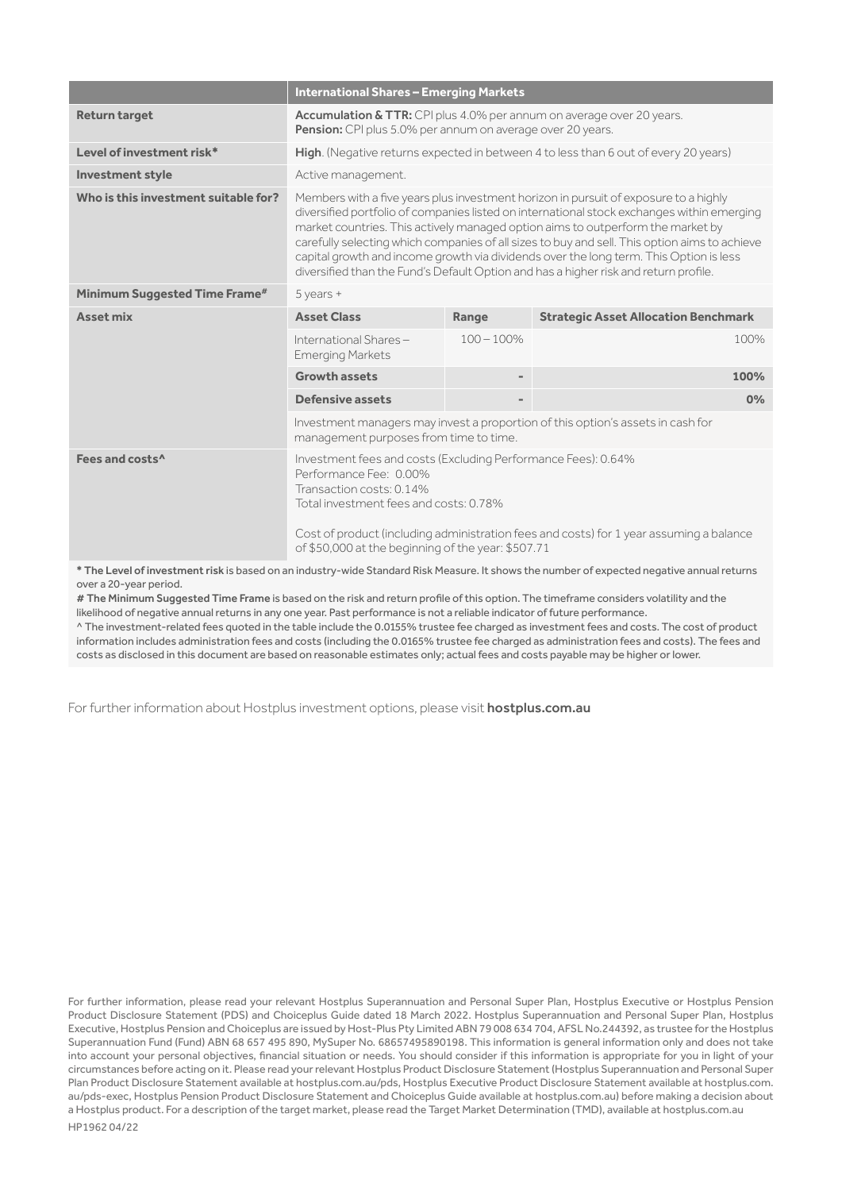| | International Shares – Emerging Markets | | |
|---|---|---|---|
| **Return target** | **Accumulation & TTR:** CPI plus 4.0% per annum on average over 20 years.<br>**Pension:** CPI plus 5.0% per annum on average over 20 years. | | |
| **Level of investment risk*** | **High**. (Negative returns expected in between 4 to less than 6 out of every 20 years) | | |
| **Investment style** | Active management. | | |
| **Who is this investment suitable for?** | Members with a five years plus investment horizon in pursuit of exposure to a highly diversified portfolio of companies listed on international stock exchanges within emerging market countries. This actively managed option aims to outperform the market by carefully selecting which companies of all sizes to buy and sell. This option aims to achieve capital growth and income growth via dividends over the long term. This Option is less diversified than the Fund's Default Option and has a higher risk and return profile. | | |
| **Minimum Suggested Time Frame#** | 5 years + | | |
| **Asset mix** | **Asset Class** | **Range** | **Strategic Asset Allocation Benchmark** |
| | International Shares – Emerging Markets | 100 – 100% | 100% |
| | **Growth assets** | - | **100%** |
| | **Defensive assets** | - | **0%** |
| | Investment managers may invest a proportion of this option's assets in cash for management purposes from time to time. | | |
| **Fees and costs^** | Investment fees and costs (Excluding Performance Fees): 0.64%<br>Performance Fee: 0.00%<br>Transaction costs: 0.14%<br>Total investment fees and costs: 0.78%<br><br>Cost of product (including administration fees and costs) for 1 year assuming a balance of $50,000 at the beginning of the year: $507.71 | | |

**\* The Level of investment risk** is based on an industry-wide Standard Risk Measure. It shows the number of expected negative annual returns over a 20-year period.

**# The Minimum Suggested Time Frame** is based on the risk and return profile of this option. The timeframe considers volatility and the likelihood of negative annual returns in any one year. Past performance is not a reliable indicator of future performance.

^ The investment-related fees quoted in the table include the 0.0155% trustee fee charged as investment fees and costs. The cost of product information includes administration fees and costs (including the 0.0165% trustee fee charged as administration fees and costs). The fees and costs as disclosed in this document are based on reasonable estimates only; actual fees and costs payable may be higher or lower.

For further information about Hostplus investment options, please visit **hostplus.com.au**

For further information, please read your relevant Hostplus Superannuation and Personal Super Plan, Hostplus Executive or Hostplus Pension Product Disclosure Statement (PDS) and Choiceplus Guide dated 18 March 2022. Hostplus Superannuation and Personal Super Plan, Hostplus Executive, Hostplus Pension and Choiceplus are issued by Host-Plus Pty Limited ABN 79 008 634 704, AFSL No.244392, as trustee for the Hostplus Superannuation Fund (Fund) ABN 68 657 495 890, MySuper No. 68657495890198. This information is general information only and does not take into account your personal objectives, financial situation or needs. You should consider if this information is appropriate for you in light of your circumstances before acting on it. Please read your relevant Hostplus Product Disclosure Statement (Hostplus Superannuation and Personal Super Plan Product Disclosure Statement available at hostplus.com.au/pds, Hostplus Executive Product Disclosure Statement available at hostplus.com.au/pds-exec, Hostplus Pension Product Disclosure Statement and Choiceplus Guide available at hostplus.com.au) before making a decision about a Hostplus product. For a description of the target market, please read the Target Market Determination (TMD), available at hostplus.com.au

HP1962 04/22